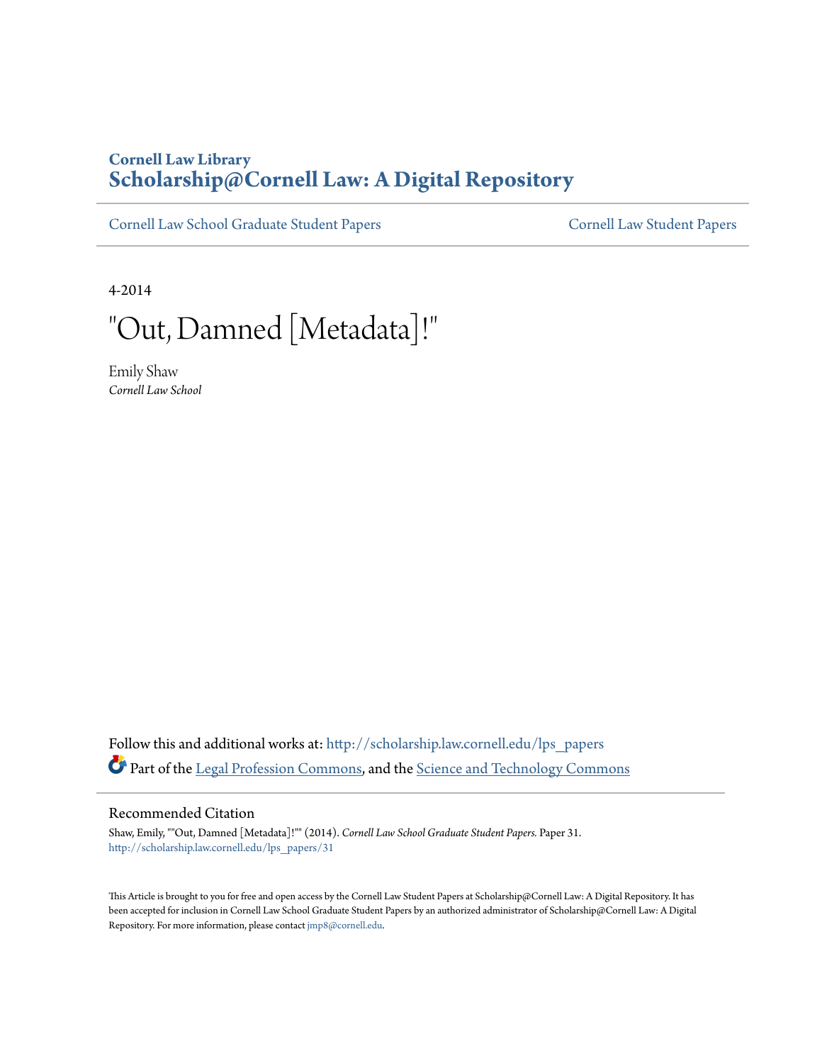**Cornell Law Library**
**Scholarship@Cornell Law: A Digital Repository**

Cornell Law School Graduate Student Papers | Cornell Law Student Papers

4-2014

# "Out, Damned [Metadata]!"

Emily Shaw
*Cornell Law School*

Follow this and additional works at: http://scholarship.law.cornell.edu/lps_papers

Part of the Legal Profession Commons, and the Science and Technology Commons

## Recommended Citation

Shaw, Emily, ""Out, Damned [Metadata]!"" (2014). *Cornell Law School Graduate Student Papers.* Paper 31.
http://scholarship.law.cornell.edu/lps_papers/31

This Article is brought to you for free and open access by the Cornell Law Student Papers at Scholarship@Cornell Law: A Digital Repository. It has been accepted for inclusion in Cornell Law School Graduate Student Papers by an authorized administrator of Scholarship@Cornell Law: A Digital Repository. For more information, please contact jmp8@cornell.edu.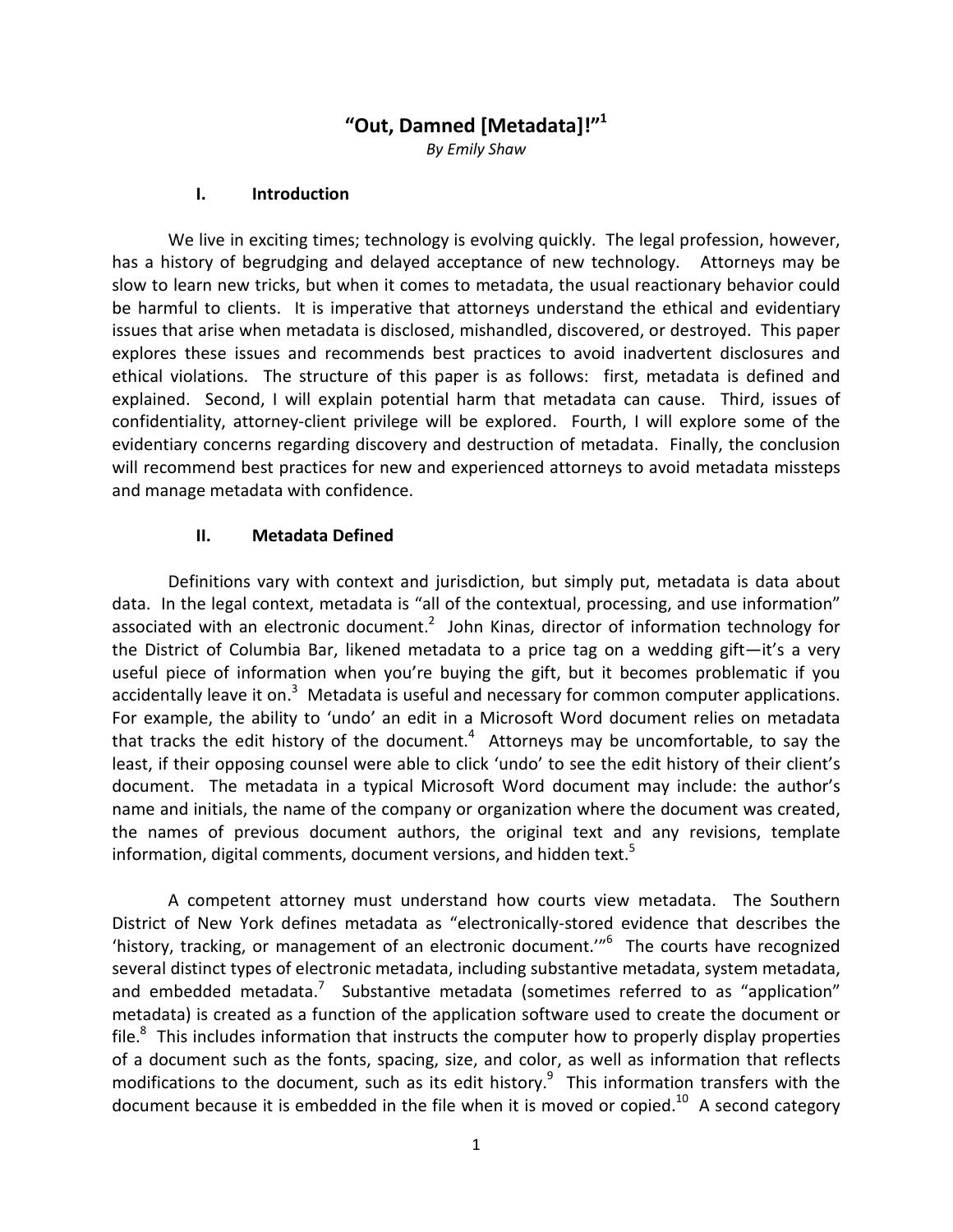# "Out, Damned [Metadata]!"[1]

*By Emily Shaw*

## I. Introduction

We live in exciting times; technology is evolving quickly. The legal profession, however, has a history of begrudging and delayed acceptance of new technology. Attorneys may be slow to learn new tricks, but when it comes to metadata, the usual reactionary behavior could be harmful to clients. It is imperative that attorneys understand the ethical and evidentiary issues that arise when metadata is disclosed, mishandled, discovered, or destroyed. This paper explores these issues and recommends best practices to avoid inadvertent disclosures and ethical violations. The structure of this paper is as follows: first, metadata is defined and explained. Second, I will explain potential harm that metadata can cause. Third, issues of confidentiality, attorney-client privilege will be explored. Fourth, I will explore some of the evidentiary concerns regarding discovery and destruction of metadata. Finally, the conclusion will recommend best practices for new and experienced attorneys to avoid metadata missteps and manage metadata with confidence.

## II. Metadata Defined

Definitions vary with context and jurisdiction, but simply put, metadata is data about data. In the legal context, metadata is "all of the contextual, processing, and use information" associated with an electronic document.[2] John Kinas, director of information technology for the District of Columbia Bar, likened metadata to a price tag on a wedding gift—it's a very useful piece of information when you're buying the gift, but it becomes problematic if you accidentally leave it on.[3] Metadata is useful and necessary for common computer applications. For example, the ability to 'undo' an edit in a Microsoft Word document relies on metadata that tracks the edit history of the document.[4] Attorneys may be uncomfortable, to say the least, if their opposing counsel were able to click 'undo' to see the edit history of their client's document. The metadata in a typical Microsoft Word document may include: the author's name and initials, the name of the company or organization where the document was created, the names of previous document authors, the original text and any revisions, template information, digital comments, document versions, and hidden text.[5]

A competent attorney must understand how courts view metadata. The Southern District of New York defines metadata as "electronically-stored evidence that describes the 'history, tracking, or management of an electronic document.'"[6] The courts have recognized several distinct types of electronic metadata, including substantive metadata, system metadata, and embedded metadata.[7] Substantive metadata (sometimes referred to as "application" metadata) is created as a function of the application software used to create the document or file.[8] This includes information that instructs the computer how to properly display properties of a document such as the fonts, spacing, size, and color, as well as information that reflects modifications to the document, such as its edit history.[9] This information transfers with the document because it is embedded in the file when it is moved or copied.[10] A second category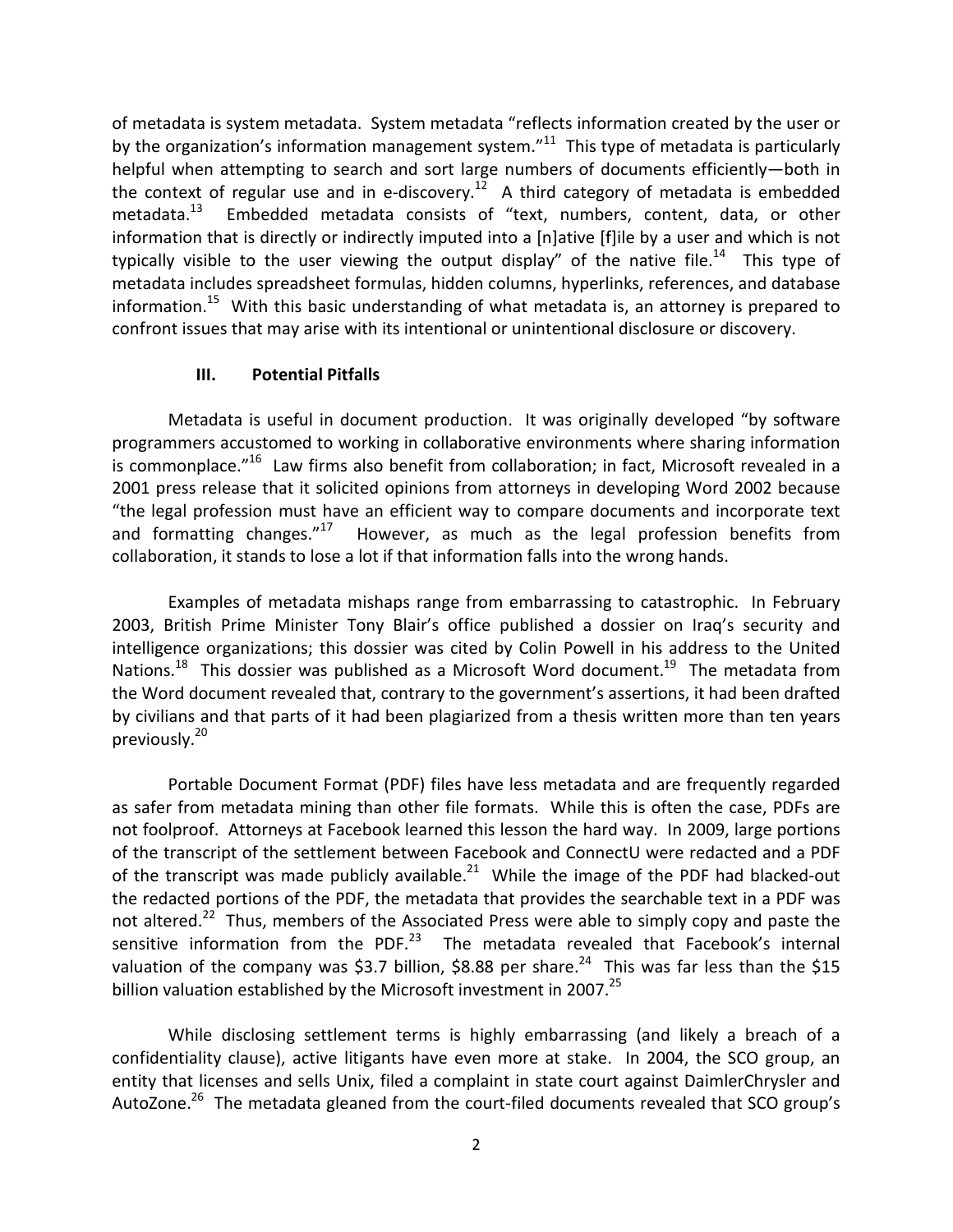of metadata is system metadata. System metadata "reflects information created by the user or by the organization's information management system."[11] This type of metadata is particularly helpful when attempting to search and sort large numbers of documents efficiently—both in the context of regular use and in e-discovery.[12] A third category of metadata is embedded metadata.[13] Embedded metadata consists of "text, numbers, content, data, or other information that is directly or indirectly imputed into a [n]ative [f]ile by a user and which is not typically visible to the user viewing the output display" of the native file.[14] This type of metadata includes spreadsheet formulas, hidden columns, hyperlinks, references, and database information.[15] With this basic understanding of what metadata is, an attorney is prepared to confront issues that may arise with its intentional or unintentional disclosure or discovery.

### III. Potential Pitfalls

Metadata is useful in document production. It was originally developed "by software programmers accustomed to working in collaborative environments where sharing information is commonplace."[16] Law firms also benefit from collaboration; in fact, Microsoft revealed in a 2001 press release that it solicited opinions from attorneys in developing Word 2002 because "the legal profession must have an efficient way to compare documents and incorporate text and formatting changes."[17] However, as much as the legal profession benefits from collaboration, it stands to lose a lot if that information falls into the wrong hands.

Examples of metadata mishaps range from embarrassing to catastrophic. In February 2003, British Prime Minister Tony Blair's office published a dossier on Iraq's security and intelligence organizations; this dossier was cited by Colin Powell in his address to the United Nations.[18] This dossier was published as a Microsoft Word document.[19] The metadata from the Word document revealed that, contrary to the government's assertions, it had been drafted by civilians and that parts of it had been plagiarized from a thesis written more than ten years previously.[20]

Portable Document Format (PDF) files have less metadata and are frequently regarded as safer from metadata mining than other file formats. While this is often the case, PDFs are not foolproof. Attorneys at Facebook learned this lesson the hard way. In 2009, large portions of the transcript of the settlement between Facebook and ConnectU were redacted and a PDF of the transcript was made publicly available.[21] While the image of the PDF had blacked-out the redacted portions of the PDF, the metadata that provides the searchable text in a PDF was not altered.[22] Thus, members of the Associated Press were able to simply copy and paste the sensitive information from the PDF.[23] The metadata revealed that Facebook's internal valuation of the company was $3.7 billion, $8.88 per share.[24] This was far less than the $15 billion valuation established by the Microsoft investment in 2007.[25]

While disclosing settlement terms is highly embarrassing (and likely a breach of a confidentiality clause), active litigants have even more at stake. In 2004, the SCO group, an entity that licenses and sells Unix, filed a complaint in state court against DaimlerChrysler and AutoZone.[26] The metadata gleaned from the court-filed documents revealed that SCO group's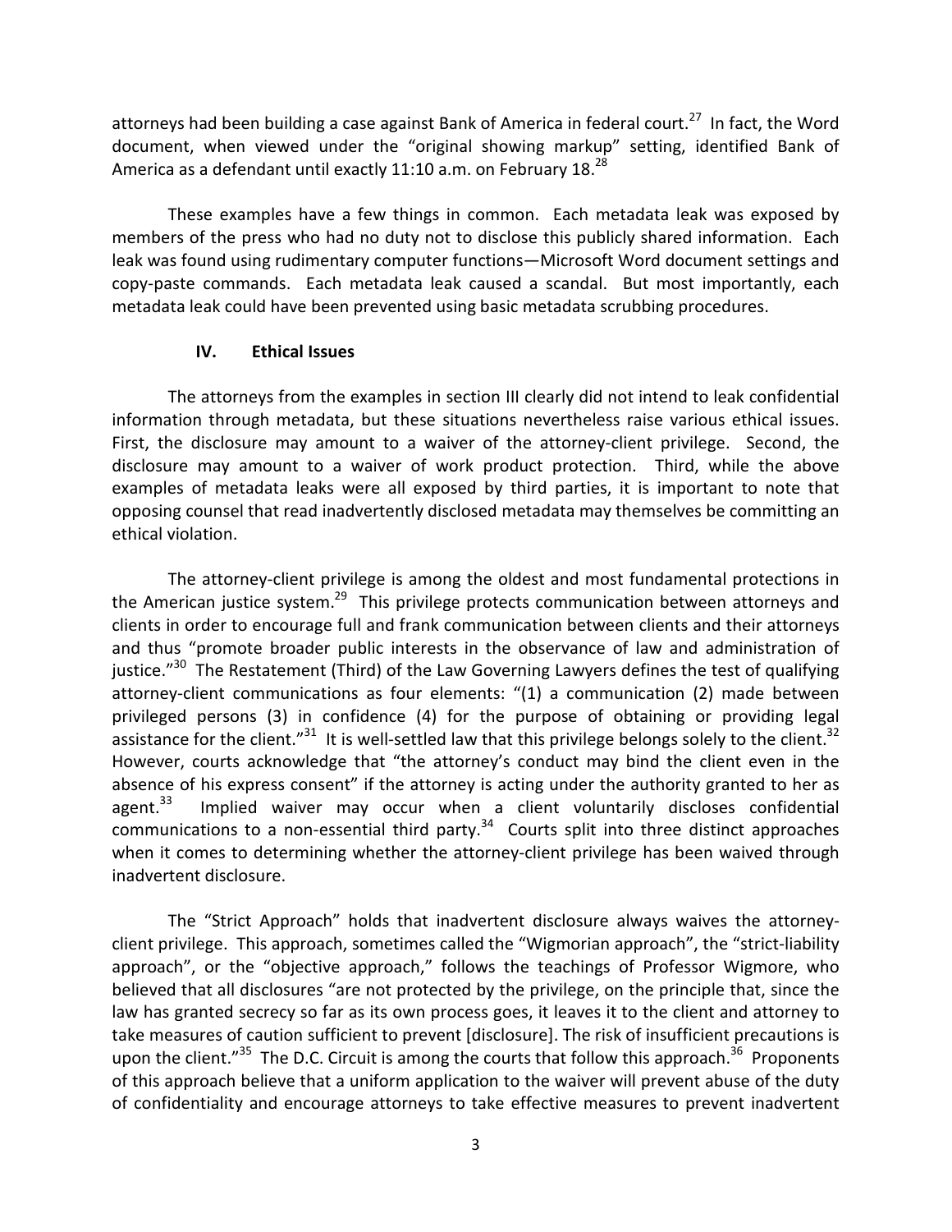attorneys had been building a case against Bank of America in federal court.[27] In fact, the Word document, when viewed under the "original showing markup" setting, identified Bank of America as a defendant until exactly 11:10 a.m. on February 18.[28]

These examples have a few things in common. Each metadata leak was exposed by members of the press who had no duty not to disclose this publicly shared information. Each leak was found using rudimentary computer functions—Microsoft Word document settings and copy-paste commands. Each metadata leak caused a scandal. But most importantly, each metadata leak could have been prevented using basic metadata scrubbing procedures.

## IV. Ethical Issues

The attorneys from the examples in section III clearly did not intend to leak confidential information through metadata, but these situations nevertheless raise various ethical issues. First, the disclosure may amount to a waiver of the attorney-client privilege. Second, the disclosure may amount to a waiver of work product protection. Third, while the above examples of metadata leaks were all exposed by third parties, it is important to note that opposing counsel that read inadvertently disclosed metadata may themselves be committing an ethical violation.

The attorney-client privilege is among the oldest and most fundamental protections in the American justice system.[29] This privilege protects communication between attorneys and clients in order to encourage full and frank communication between clients and their attorneys and thus "promote broader public interests in the observance of law and administration of justice."[30] The Restatement (Third) of the Law Governing Lawyers defines the test of qualifying attorney-client communications as four elements: "(1) a communication (2) made between privileged persons (3) in confidence (4) for the purpose of obtaining or providing legal assistance for the client."[31] It is well-settled law that this privilege belongs solely to the client.[32] However, courts acknowledge that "the attorney's conduct may bind the client even in the absence of his express consent" if the attorney is acting under the authority granted to her as agent.[33] Implied waiver may occur when a client voluntarily discloses confidential communications to a non-essential third party.[34] Courts split into three distinct approaches when it comes to determining whether the attorney-client privilege has been waived through inadvertent disclosure.

The "Strict Approach" holds that inadvertent disclosure always waives the attorney-client privilege. This approach, sometimes called the "Wigmorian approach", the "strict-liability approach", or the "objective approach," follows the teachings of Professor Wigmore, who believed that all disclosures "are not protected by the privilege, on the principle that, since the law has granted secrecy so far as its own process goes, it leaves it to the client and attorney to take measures of caution sufficient to prevent [disclosure]. The risk of insufficient precautions is upon the client."[35] The D.C. Circuit is among the courts that follow this approach.[36] Proponents of this approach believe that a uniform application to the waiver will prevent abuse of the duty of confidentiality and encourage attorneys to take effective measures to prevent inadvertent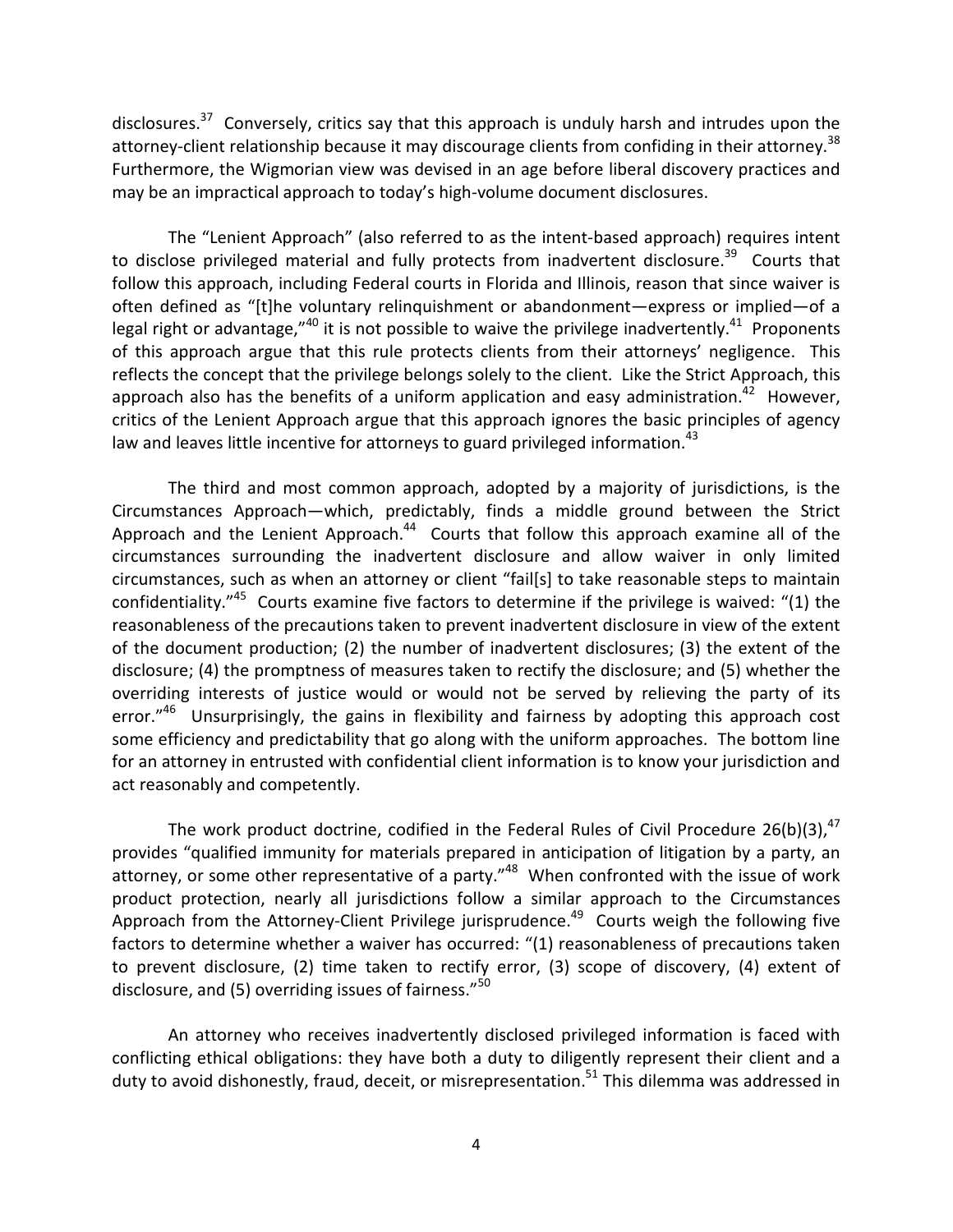disclosures.[37] Conversely, critics say that this approach is unduly harsh and intrudes upon the attorney-client relationship because it may discourage clients from confiding in their attorney.[38] Furthermore, the Wigmorian view was devised in an age before liberal discovery practices and may be an impractical approach to today's high-volume document disclosures.

The "Lenient Approach" (also referred to as the intent-based approach) requires intent to disclose privileged material and fully protects from inadvertent disclosure.[39] Courts that follow this approach, including Federal courts in Florida and Illinois, reason that since waiver is often defined as "[t]he voluntary relinquishment or abandonment—express or implied—of a legal right or advantage,"[40] it is not possible to waive the privilege inadvertently.[41] Proponents of this approach argue that this rule protects clients from their attorneys' negligence. This reflects the concept that the privilege belongs solely to the client. Like the Strict Approach, this approach also has the benefits of a uniform application and easy administration.[42] However, critics of the Lenient Approach argue that this approach ignores the basic principles of agency law and leaves little incentive for attorneys to guard privileged information.[43]

The third and most common approach, adopted by a majority of jurisdictions, is the Circumstances Approach—which, predictably, finds a middle ground between the Strict Approach and the Lenient Approach.[44] Courts that follow this approach examine all of the circumstances surrounding the inadvertent disclosure and allow waiver in only limited circumstances, such as when an attorney or client "fail[s] to take reasonable steps to maintain confidentiality."[45] Courts examine five factors to determine if the privilege is waived: "(1) the reasonableness of the precautions taken to prevent inadvertent disclosure in view of the extent of the document production; (2) the number of inadvertent disclosures; (3) the extent of the disclosure; (4) the promptness of measures taken to rectify the disclosure; and (5) whether the overriding interests of justice would or would not be served by relieving the party of its error."[46] Unsurprisingly, the gains in flexibility and fairness by adopting this approach cost some efficiency and predictability that go along with the uniform approaches. The bottom line for an attorney in entrusted with confidential client information is to know your jurisdiction and act reasonably and competently.

The work product doctrine, codified in the Federal Rules of Civil Procedure 26(b)(3),[47] provides "qualified immunity for materials prepared in anticipation of litigation by a party, an attorney, or some other representative of a party."[48] When confronted with the issue of work product protection, nearly all jurisdictions follow a similar approach to the Circumstances Approach from the Attorney-Client Privilege jurisprudence.[49] Courts weigh the following five factors to determine whether a waiver has occurred: "(1) reasonableness of precautions taken to prevent disclosure, (2) time taken to rectify error, (3) scope of discovery, (4) extent of disclosure, and (5) overriding issues of fairness."[50]

An attorney who receives inadvertently disclosed privileged information is faced with conflicting ethical obligations: they have both a duty to diligently represent their client and a duty to avoid dishonestly, fraud, deceit, or misrepresentation.[51] This dilemma was addressed in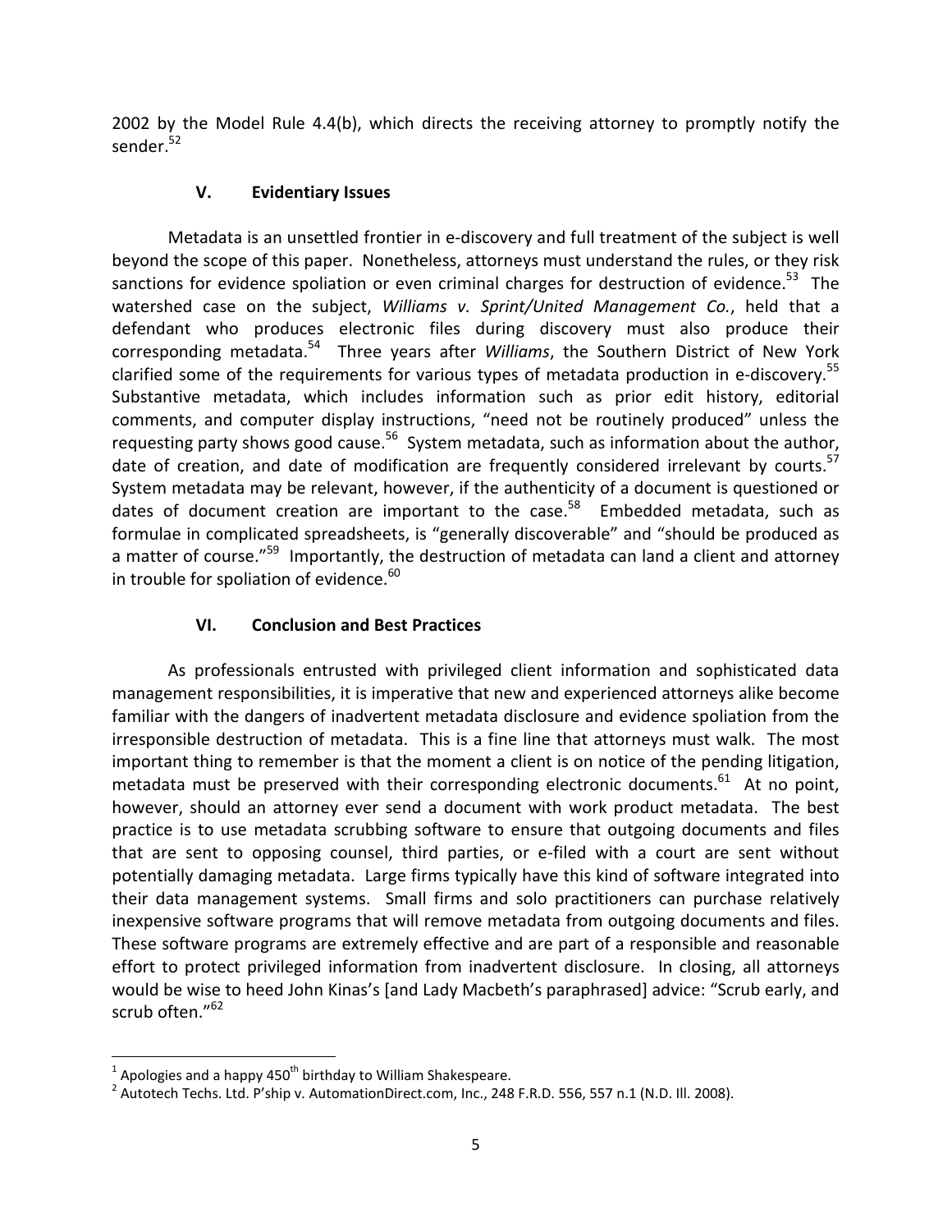2002 by the Model Rule 4.4(b), which directs the receiving attorney to promptly notify the sender.[52]

## V. Evidentiary Issues

Metadata is an unsettled frontier in e-discovery and full treatment of the subject is well beyond the scope of this paper. Nonetheless, attorneys must understand the rules, or they risk sanctions for evidence spoliation or even criminal charges for destruction of evidence.[53] The watershed case on the subject, *Williams v. Sprint/United Management Co.*, held that a defendant who produces electronic files during discovery must also produce their corresponding metadata.[54] Three years after *Williams*, the Southern District of New York clarified some of the requirements for various types of metadata production in e-discovery.[55] Substantive metadata, which includes information such as prior edit history, editorial comments, and computer display instructions, "need not be routinely produced" unless the requesting party shows good cause.[56] System metadata, such as information about the author, date of creation, and date of modification are frequently considered irrelevant by courts.[57] System metadata may be relevant, however, if the authenticity of a document is questioned or dates of document creation are important to the case.[58] Embedded metadata, such as formulae in complicated spreadsheets, is "generally discoverable" and "should be produced as a matter of course."[59] Importantly, the destruction of metadata can land a client and attorney in trouble for spoliation of evidence.[60]

## VI. Conclusion and Best Practices

As professionals entrusted with privileged client information and sophisticated data management responsibilities, it is imperative that new and experienced attorneys alike become familiar with the dangers of inadvertent metadata disclosure and evidence spoliation from the irresponsible destruction of metadata. This is a fine line that attorneys must walk. The most important thing to remember is that the moment a client is on notice of the pending litigation, metadata must be preserved with their corresponding electronic documents.[61] At no point, however, should an attorney ever send a document with work product metadata. The best practice is to use metadata scrubbing software to ensure that outgoing documents and files that are sent to opposing counsel, third parties, or e-filed with a court are sent without potentially damaging metadata. Large firms typically have this kind of software integrated into their data management systems. Small firms and solo practitioners can purchase relatively inexpensive software programs that will remove metadata from outgoing documents and files. These software programs are extremely effective and are part of a responsible and reasonable effort to protect privileged information from inadvertent disclosure. In closing, all attorneys would be wise to heed John Kinas's [and Lady Macbeth's paraphrased] advice: "Scrub early, and scrub often."[62]

---

[1] Apologies and a happy 450th birthday to William Shakespeare.

[2] Autotech Techs. Ltd. P'ship v. AutomationDirect.com, Inc., 248 F.R.D. 556, 557 n.1 (N.D. Ill. 2008).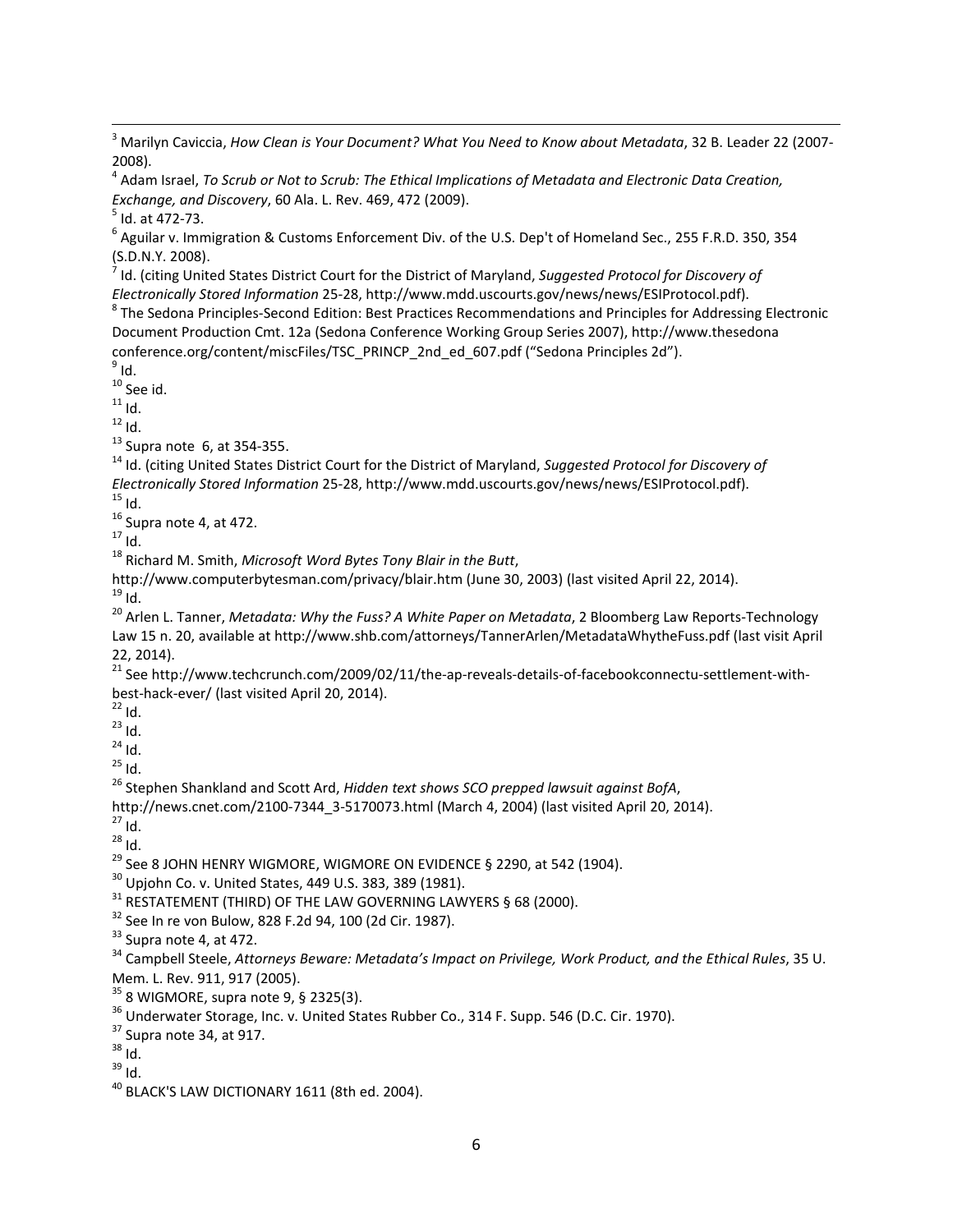[3] Marilyn Caviccia, *How Clean is Your Document? What You Need to Know about Metadata*, 32 B. Leader 22 (2007-2008).

[4] Adam Israel, *To Scrub or Not to Scrub: The Ethical Implications of Metadata and Electronic Data Creation, Exchange, and Discovery*, 60 Ala. L. Rev. 469, 472 (2009).

[5] Id. at 472-73.

[6] Aguilar v. Immigration & Customs Enforcement Div. of the U.S. Dep't of Homeland Sec., 255 F.R.D. 350, 354 (S.D.N.Y. 2008).

[7] Id. (citing United States District Court for the District of Maryland, *Suggested Protocol for Discovery of Electronically Stored Information* 25-28, http://www.mdd.uscourts.gov/news/news/ESIProtocol.pdf).

[8] The Sedona Principles-Second Edition: Best Practices Recommendations and Principles for Addressing Electronic Document Production Cmt. 12a (Sedona Conference Working Group Series 2007), http://www.thesedona conference.org/content/miscFiles/TSC_PRINCP_2nd_ed_607.pdf ("Sedona Principles 2d").

[9] Id.

[10] See id.

[11] Id.

[12] Id.

[13] Supra note 6, at 354-355.

[14] Id. (citing United States District Court for the District of Maryland, *Suggested Protocol for Discovery of Electronically Stored Information* 25-28, http://www.mdd.uscourts.gov/news/news/ESIProtocol.pdf).

[15] Id.

[16] Supra note 4, at 472.

[17] Id.

[18] Richard M. Smith, *Microsoft Word Bytes Tony Blair in the Butt*, http://www.computerbytesman.com/privacy/blair.htm (June 30, 2003) (last visited April 22, 2014).

[19] Id.

[20] Arlen L. Tanner, *Metadata: Why the Fuss? A White Paper on Metadata*, 2 Bloomberg Law Reports-Technology Law 15 n. 20, available at http://www.shb.com/attorneys/TannerArlen/MetadataWhytheFuss.pdf (last visit April 22, 2014).

[21] See http://www.techcrunch.com/2009/02/11/the-ap-reveals-details-of-facebookconnectu-settlement-with-best-hack-ever/ (last visited April 20, 2014).

[22] Id.

[23] Id.

[24] Id.

[25] Id.

[26] Stephen Shankland and Scott Ard, *Hidden text shows SCO prepped lawsuit against BofA*, http://news.cnet.com/2100-7344_3-5170073.html (March 4, 2004) (last visited April 20, 2014).

[27] Id.

[28] Id.

[29] See 8 JOHN HENRY WIGMORE, WIGMORE ON EVIDENCE § 2290, at 542 (1904).

[30] Upjohn Co. v. United States, 449 U.S. 383, 389 (1981).

[31] RESTATEMENT (THIRD) OF THE LAW GOVERNING LAWYERS § 68 (2000).

[32] See In re von Bulow, 828 F.2d 94, 100 (2d Cir. 1987).

[33] Supra note 4, at 472.

[34] Campbell Steele, *Attorneys Beware: Metadata's Impact on Privilege, Work Product, and the Ethical Rules*, 35 U. Mem. L. Rev. 911, 917 (2005).

[35] 8 WIGMORE, supra note 9, § 2325(3).

[36] Underwater Storage, Inc. v. United States Rubber Co., 314 F. Supp. 546 (D.C. Cir. 1970).

[37] Supra note 34, at 917.

[38] Id.

[39] Id.

[40] BLACK'S LAW DICTIONARY 1611 (8th ed. 2004).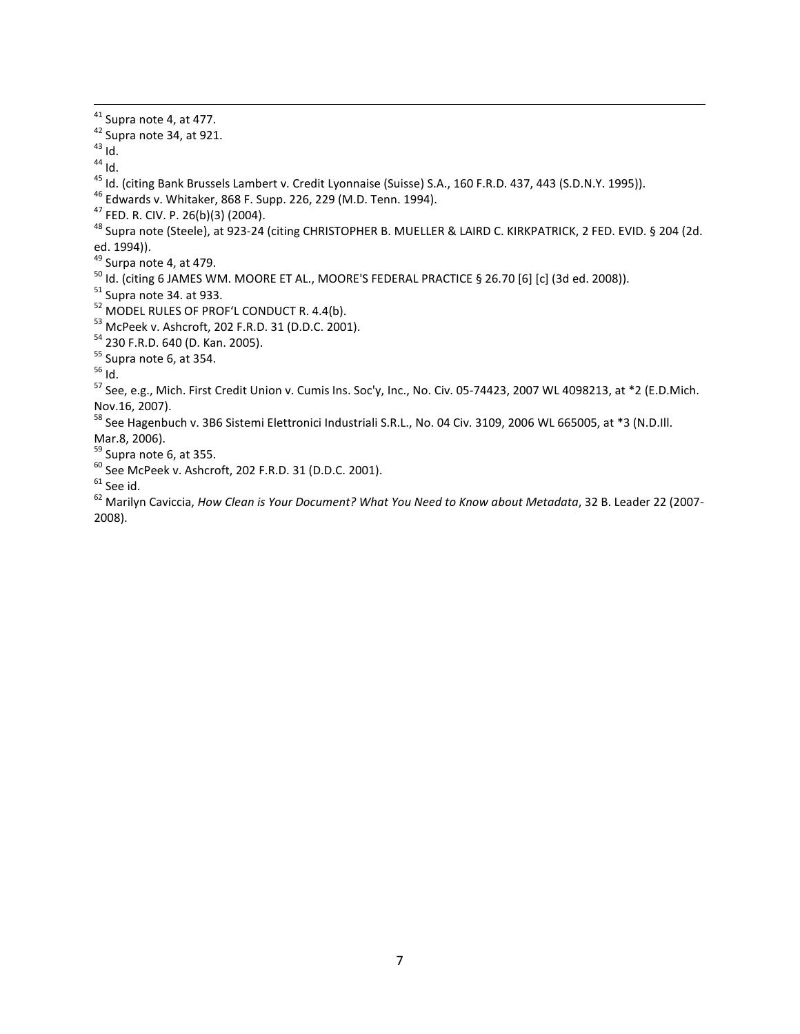[41] Supra note 4, at 477.

[42] Supra note 34, at 921.

[43] Id.

[44] Id.

[45] Id. (citing Bank Brussels Lambert v. Credit Lyonnaise (Suisse) S.A., 160 F.R.D. 437, 443 (S.D.N.Y. 1995)).

[46] Edwards v. Whitaker, 868 F. Supp. 226, 229 (M.D. Tenn. 1994).

[47] FED. R. CIV. P. 26(b)(3) (2004).

[48] Supra note (Steele), at 923-24 (citing CHRISTOPHER B. MUELLER & LAIRD C. KIRKPATRICK, 2 FED. EVID. § 204 (2d. ed. 1994)).

[49] Surpa note 4, at 479.

[50] Id. (citing 6 JAMES WM. MOORE ET AL., MOORE'S FEDERAL PRACTICE § 26.70 [6] [c] (3d ed. 2008)).

[51] Supra note 34. at 933.

[52] MODEL RULES OF PROF'L CONDUCT R. 4.4(b).

[53] McPeek v. Ashcroft, 202 F.R.D. 31 (D.D.C. 2001).

[54] 230 F.R.D. 640 (D. Kan. 2005).

[55] Supra note 6, at 354.

[56] Id.

[57] See, e.g., Mich. First Credit Union v. Cumis Ins. Soc'y, Inc., No. Civ. 05-74423, 2007 WL 4098213, at *2 (E.D.Mich. Nov.16, 2007).

[58] See Hagenbuch v. 3B6 Sistemi Elettronici Industriali S.R.L., No. 04 Civ. 3109, 2006 WL 665005, at *3 (N.D.Ill. Mar.8, 2006).

[59] Supra note 6, at 355.

[60] See McPeek v. Ashcroft, 202 F.R.D. 31 (D.D.C. 2001).

[61] See id.

[62] Marilyn Caviccia, *How Clean is Your Document? What You Need to Know about Metadata*, 32 B. Leader 22 (2007-2008).